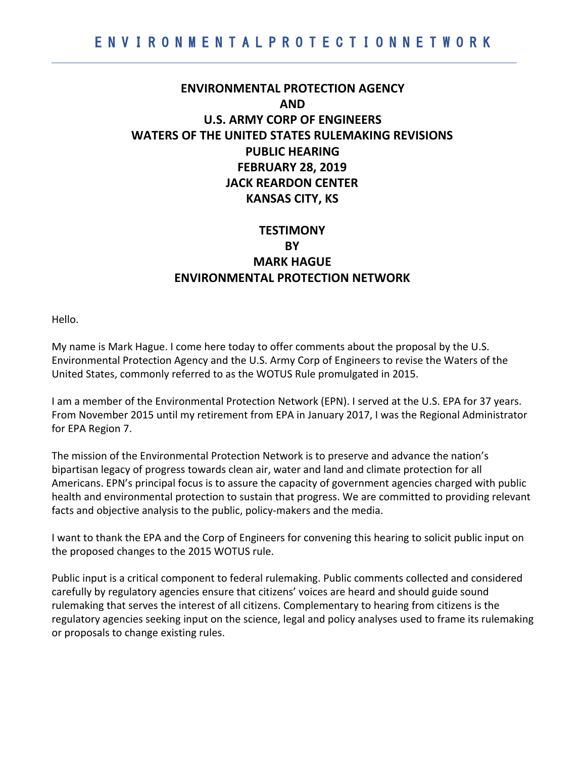# ENVIRONMENTALPROTECTIONNETWORK

**ENVIRONMENTAL PROTECTION AGENCY**
**AND**
**U.S. ARMY CORP OF ENGINEERS**
**WATERS OF THE UNITED STATES RULEMAKING REVISIONS**
**PUBLIC HEARING**
**FEBRUARY 28, 2019**
**JACK REARDON CENTER**
**KANSAS CITY, KS**

**TESTIMONY**
**BY**
**MARK HAGUE**
**ENVIRONMENTAL PROTECTION NETWORK**

Hello.

My name is Mark Hague. I come here today to offer comments about the proposal by the U.S. Environmental Protection Agency and the U.S. Army Corp of Engineers to revise the Waters of the United States, commonly referred to as the WOTUS Rule promulgated in 2015.

I am a member of the Environmental Protection Network (EPN). I served at the U.S. EPA for 37 years. From November 2015 until my retirement from EPA in January 2017, I was the Regional Administrator for EPA Region 7.

The mission of the Environmental Protection Network is to preserve and advance the nation's bipartisan legacy of progress towards clean air, water and land and climate protection for all Americans. EPN's principal focus is to assure the capacity of government agencies charged with public health and environmental protection to sustain that progress. We are committed to providing relevant facts and objective analysis to the public, policy-makers and the media.

I want to thank the EPA and the Corp of Engineers for convening this hearing to solicit public input on the proposed changes to the 2015 WOTUS rule.

Public input is a critical component to federal rulemaking. Public comments collected and considered carefully by regulatory agencies ensure that citizens' voices are heard and should guide sound rulemaking that serves the interest of all citizens. Complementary to hearing from citizens is the regulatory agencies seeking input on the science, legal and policy analyses used to frame its rulemaking or proposals to change existing rules.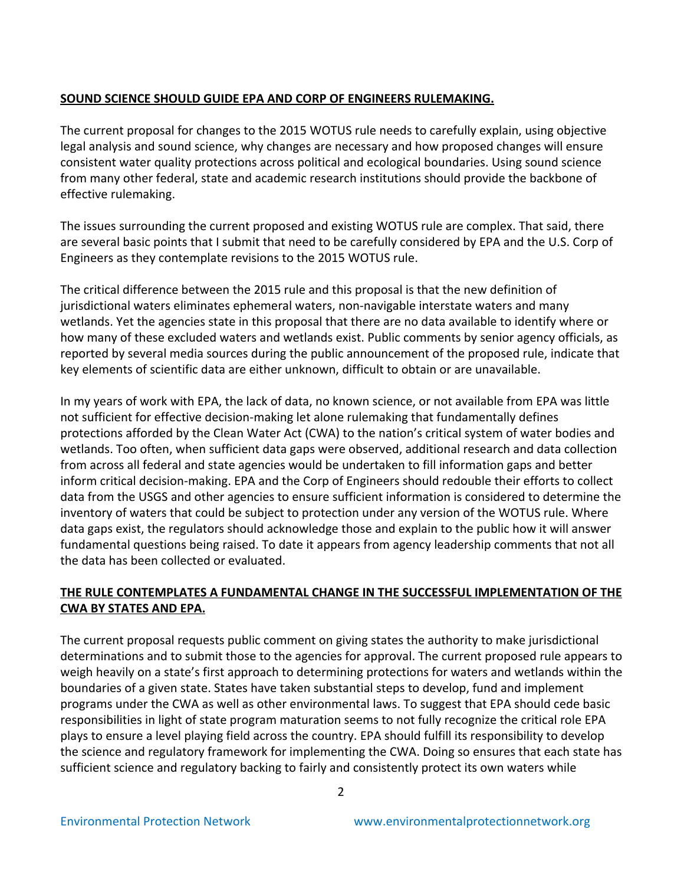**SOUND SCIENCE SHOULD GUIDE EPA AND CORP OF ENGINEERS RULEMAKING.**

The current proposal for changes to the 2015 WOTUS rule needs to carefully explain, using objective legal analysis and sound science, why changes are necessary and how proposed changes will ensure consistent water quality protections across political and ecological boundaries. Using sound science from many other federal, state and academic research institutions should provide the backbone of effective rulemaking.

The issues surrounding the current proposed and existing WOTUS rule are complex. That said, there are several basic points that I submit that need to be carefully considered by EPA and the U.S. Corp of Engineers as they contemplate revisions to the 2015 WOTUS rule.

The critical difference between the 2015 rule and this proposal is that the new definition of jurisdictional waters eliminates ephemeral waters, non-navigable interstate waters and many wetlands. Yet the agencies state in this proposal that there are no data available to identify where or how many of these excluded waters and wetlands exist. Public comments by senior agency officials, as reported by several media sources during the public announcement of the proposed rule, indicate that key elements of scientific data are either unknown, difficult to obtain or are unavailable.

In my years of work with EPA, the lack of data, no known science, or not available from EPA was little not sufficient for effective decision-making let alone rulemaking that fundamentally defines protections afforded by the Clean Water Act (CWA) to the nation's critical system of water bodies and wetlands. Too often, when sufficient data gaps were observed, additional research and data collection from across all federal and state agencies would be undertaken to fill information gaps and better inform critical decision-making. EPA and the Corp of Engineers should redouble their efforts to collect data from the USGS and other agencies to ensure sufficient information is considered to determine the inventory of waters that could be subject to protection under any version of the WOTUS rule. Where data gaps exist, the regulators should acknowledge those and explain to the public how it will answer fundamental questions being raised. To date it appears from agency leadership comments that not all the data has been collected or evaluated.

**THE RULE CONTEMPLATES A FUNDAMENTAL CHANGE IN THE SUCCESSFUL IMPLEMENTATION OF THE CWA BY STATES AND EPA.**

The current proposal requests public comment on giving states the authority to make jurisdictional determinations and to submit those to the agencies for approval. The current proposed rule appears to weigh heavily on a state's first approach to determining protections for waters and wetlands within the boundaries of a given state. States have taken substantial steps to develop, fund and implement programs under the CWA as well as other environmental laws. To suggest that EPA should cede basic responsibilities in light of state program maturation seems to not fully recognize the critical role EPA plays to ensure a level playing field across the country. EPA should fulfill its responsibility to develop the science and regulatory framework for implementing the CWA. Doing so ensures that each state has sufficient science and regulatory backing to fairly and consistently protect its own waters while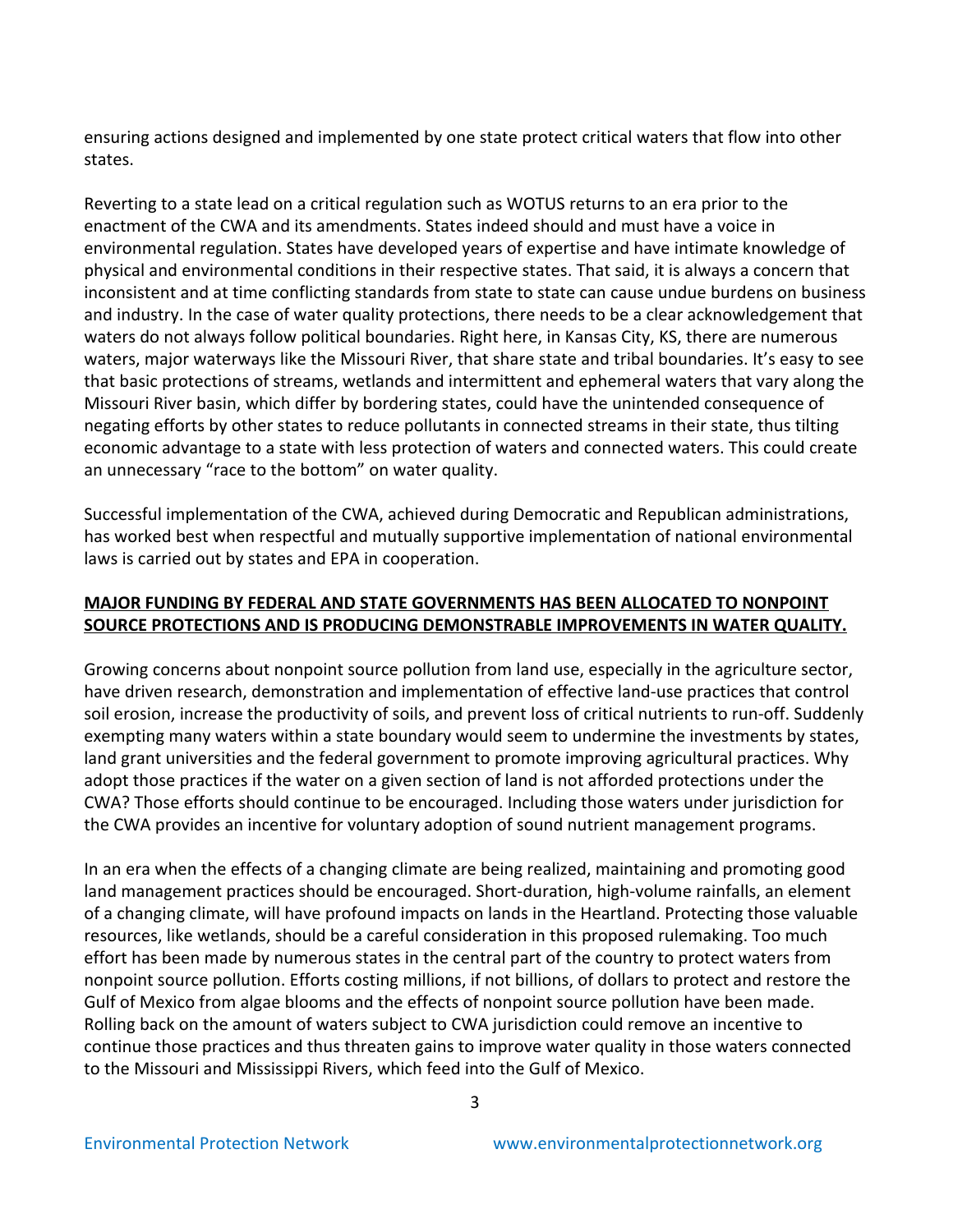ensuring actions designed and implemented by one state protect critical waters that flow into other states.

Reverting to a state lead on a critical regulation such as WOTUS returns to an era prior to the enactment of the CWA and its amendments. States indeed should and must have a voice in environmental regulation. States have developed years of expertise and have intimate knowledge of physical and environmental conditions in their respective states. That said, it is always a concern that inconsistent and at time conflicting standards from state to state can cause undue burdens on business and industry. In the case of water quality protections, there needs to be a clear acknowledgement that waters do not always follow political boundaries. Right here, in Kansas City, KS, there are numerous waters, major waterways like the Missouri River, that share state and tribal boundaries. It's easy to see that basic protections of streams, wetlands and intermittent and ephemeral waters that vary along the Missouri River basin, which differ by bordering states, could have the unintended consequence of negating efforts by other states to reduce pollutants in connected streams in their state, thus tilting economic advantage to a state with less protection of waters and connected waters. This could create an unnecessary "race to the bottom" on water quality.

Successful implementation of the CWA, achieved during Democratic and Republican administrations, has worked best when respectful and mutually supportive implementation of national environmental laws is carried out by states and EPA in cooperation.

**MAJOR FUNDING BY FEDERAL AND STATE GOVERNMENTS HAS BEEN ALLOCATED TO NONPOINT SOURCE PROTECTIONS AND IS PRODUCING DEMONSTRABLE IMPROVEMENTS IN WATER QUALITY.**

Growing concerns about nonpoint source pollution from land use, especially in the agriculture sector, have driven research, demonstration and implementation of effective land-use practices that control soil erosion, increase the productivity of soils, and prevent loss of critical nutrients to run-off. Suddenly exempting many waters within a state boundary would seem to undermine the investments by states, land grant universities and the federal government to promote improving agricultural practices. Why adopt those practices if the water on a given section of land is not afforded protections under the CWA? Those efforts should continue to be encouraged. Including those waters under jurisdiction for the CWA provides an incentive for voluntary adoption of sound nutrient management programs.

In an era when the effects of a changing climate are being realized, maintaining and promoting good land management practices should be encouraged. Short-duration, high-volume rainfalls, an element of a changing climate, will have profound impacts on lands in the Heartland. Protecting those valuable resources, like wetlands, should be a careful consideration in this proposed rulemaking. Too much effort has been made by numerous states in the central part of the country to protect waters from nonpoint source pollution. Efforts costing millions, if not billions, of dollars to protect and restore the Gulf of Mexico from algae blooms and the effects of nonpoint source pollution have been made. Rolling back on the amount of waters subject to CWA jurisdiction could remove an incentive to continue those practices and thus threaten gains to improve water quality in those waters connected to the Missouri and Mississippi Rivers, which feed into the Gulf of Mexico.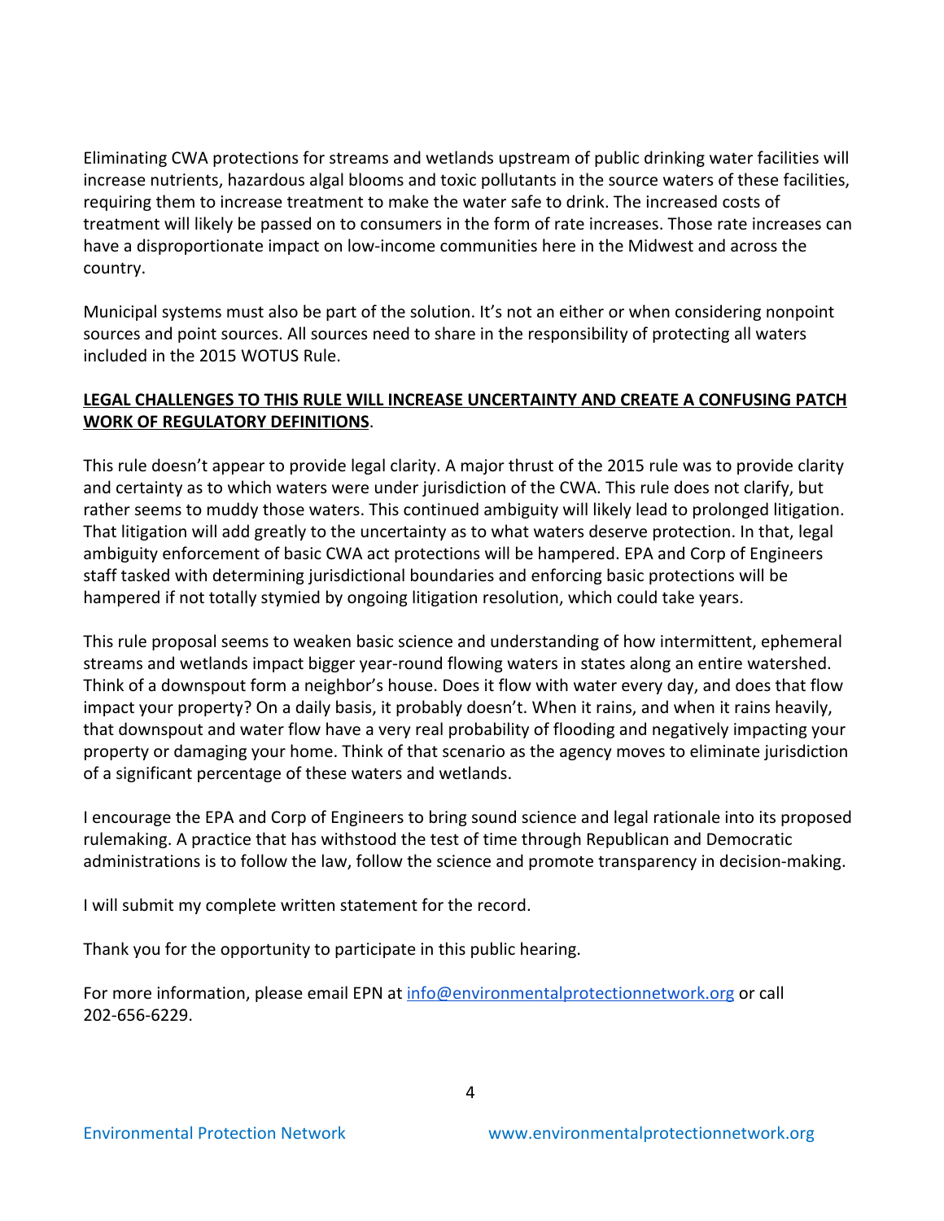Eliminating CWA protections for streams and wetlands upstream of public drinking water facilities will increase nutrients, hazardous algal blooms and toxic pollutants in the source waters of these facilities, requiring them to increase treatment to make the water safe to drink. The increased costs of treatment will likely be passed on to consumers in the form of rate increases. Those rate increases can have a disproportionate impact on low-income communities here in the Midwest and across the country.

Municipal systems must also be part of the solution. It's not an either or when considering nonpoint sources and point sources. All sources need to share in the responsibility of protecting all waters included in the 2015 WOTUS Rule.

**LEGAL CHALLENGES TO THIS RULE WILL INCREASE UNCERTAINTY AND CREATE A CONFUSING PATCH WORK OF REGULATORY DEFINITIONS**.

This rule doesn't appear to provide legal clarity. A major thrust of the 2015 rule was to provide clarity and certainty as to which waters were under jurisdiction of the CWA. This rule does not clarify, but rather seems to muddy those waters. This continued ambiguity will likely lead to prolonged litigation. That litigation will add greatly to the uncertainty as to what waters deserve protection. In that, legal ambiguity enforcement of basic CWA act protections will be hampered. EPA and Corp of Engineers staff tasked with determining jurisdictional boundaries and enforcing basic protections will be hampered if not totally stymied by ongoing litigation resolution, which could take years.

This rule proposal seems to weaken basic science and understanding of how intermittent, ephemeral streams and wetlands impact bigger year-round flowing waters in states along an entire watershed. Think of a downspout form a neighbor's house. Does it flow with water every day, and does that flow impact your property? On a daily basis, it probably doesn't. When it rains, and when it rains heavily, that downspout and water flow have a very real probability of flooding and negatively impacting your property or damaging your home. Think of that scenario as the agency moves to eliminate jurisdiction of a significant percentage of these waters and wetlands.

I encourage the EPA and Corp of Engineers to bring sound science and legal rationale into its proposed rulemaking. A practice that has withstood the test of time through Republican and Democratic administrations is to follow the law, follow the science and promote transparency in decision-making.

I will submit my complete written statement for the record.

Thank you for the opportunity to participate in this public hearing.

For more information, please email EPN at info@environmentalprotectionnetwork.org or call 202-656-6229.